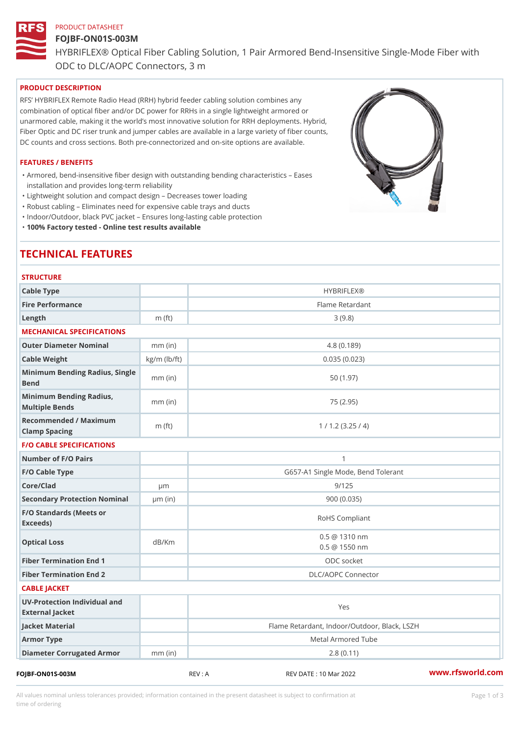PRODUCT DATASHEET

# FOJBF-ON01S-003M

HYBRIFLEX® Optical Fiber Cabling Solution, 1 Pair Armored Bend-Insensitive Single-Mode Fiber with ODC to DLC/AOPC Connectors, 3 m

## PRODUCT DESCRIPTION

RFS' HYBRIFLEX Remote Radio Head (RRH) hybrid feeder cabling solution combines any combination of optical fiber and/or DC power for RRHs in a single lightweight armored or unarmored cable, making it the world's most innovative solution for RRH deployments. Hybrid, Fiber Optic and DC riser trunk and jumper cables are available in a large variety of fiber counts, DC counts and cross sections. Both pre-connectorized and on-site options are available.

## FEATURES / BENEFITS

- Armored, bend-insensitive fiber design with outstanding bending characteristics – Eases installation and provides long-term reliability
- Lightweight solution and compact design – Decreases tower loading
- Robust cabling – Eliminates need for expensive cable trays and ducts
- Indoor/Outdoor, black PVC jacket – Ensures long-lasting cable protection
- **100% Factory tested - Online test results available**

# TECHNICAL FEATURES

## STRUCTURE

| | | |
|---|---|---|
| Cable Type | | HYBRIFLEX® |
| Fire Performance | | Flame Retardant |
| Length | m (ft) | 3 (9.8) |

## MECHANICAL SPECIFICATIONS

| | | |
|---|---|---|
| Outer Diameter Nominal | mm (in) | 4.8 (0.189) |
| Cable Weight | kg/m (lb/ft) | 0.035 (0.023) |
| Minimum Bending Radius, Single Bend | mm (in) | 50 (1.97) |
| Minimum Bending Radius, Multiple Bends | mm (in) | 75 (2.95) |
| Recommended / Maximum Clamp Spacing | m (ft) | 1 / 1.2 (3.25 / 4) |

## F/O CABLE SPECIFICATIONS

| | | |
|---|---|---|
| Number of F/O Pairs | | 1 |
| F/O Cable Type | | G657-A1 Single Mode, Bend Tolerant |
| Core/Clad | μm | 9/125 |
| Secondary Protection Nominal | μm (in) | 900 (0.035) |
| F/O Standards (Meets or Exceeds) | | RoHS Compliant |
| Optical Loss | dB/Km | 0.5 @ 1310 nm<br>0.5 @ 1550 nm |
| Fiber Termination End 1 | | ODC socket |
| Fiber Termination End 2 | | DLC/AOPC Connector |

## CABLE JACKET

| | | |
|---|---|---|
| UV-Protection Individual and External Jacket | | Yes |
| Jacket Material | | Flame Retardant, Indoor/Outdoor, Black, LSZH |
| Armor Type | | Metal Armored Tube |
| Diameter Corrugated Armor | mm (in) | 2.8 (0.11) |

FOJBF-ON01S-003M REV : A REV DATE : 10 Mar 2022 www.rfsworld.com

All values nominal unless tolerances provided; information contained in the present datasheet is subject to confirmation at time of ordering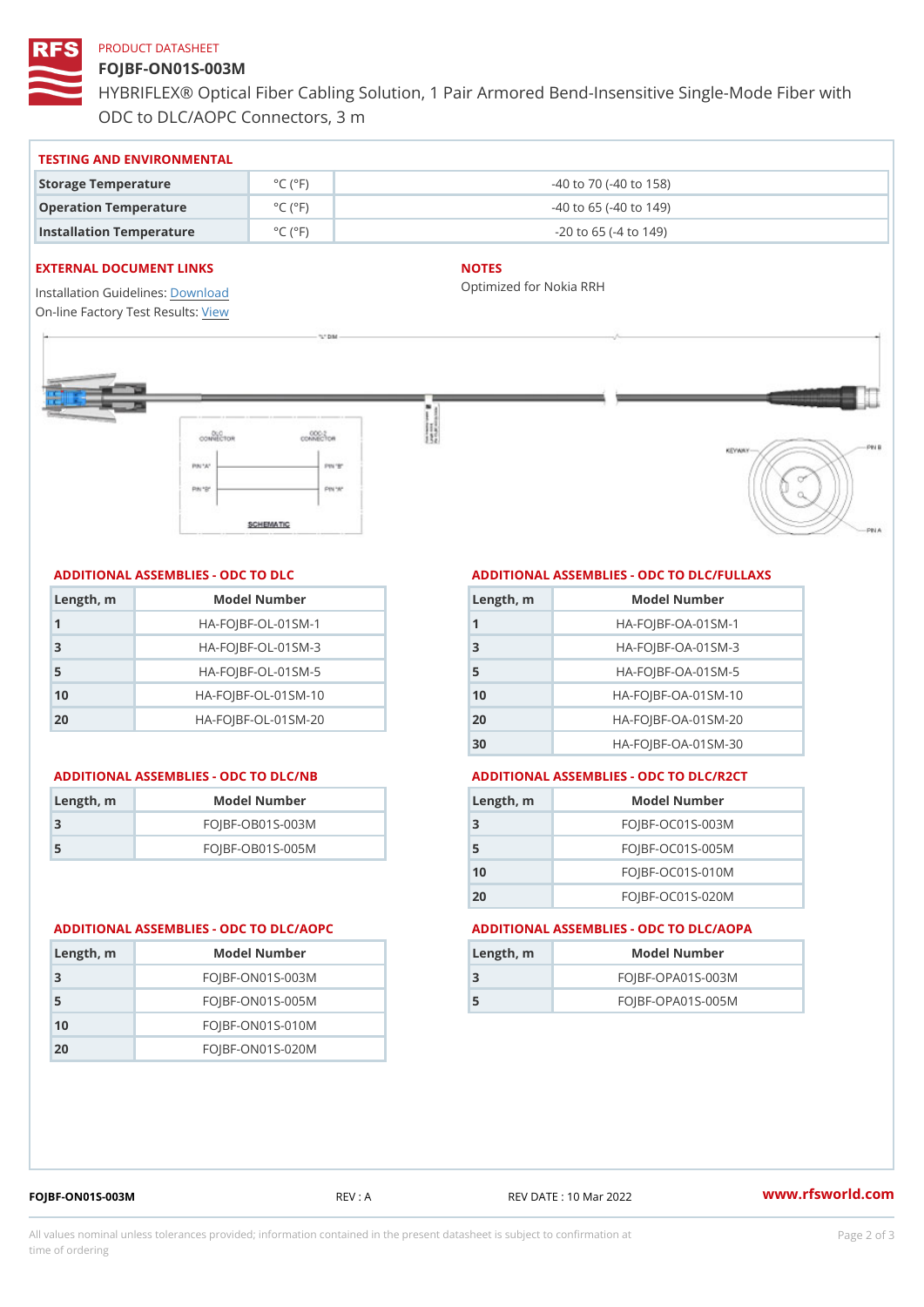PRODUCT DATASHEET

# FOJBF-ON01S-003M

HYBRIFLEX® Optical Fiber Cabling Solution, 1 Pair Armored Bend-Insensitive Single-Mode Fiber with ODC to DLC/AOPC Connectors, 3 m

## TESTING AND ENVIRONMENTAL

| | | |
|---|---|---|
| Storage Temperature | °C (°F) | -40 to 70 (-40 to 158) |
| Operation Temperature | °C (°F) | -40 to 65 (-40 to 149) |
| Installation Temperature | °C (°F) | -20 to 65 (-4 to 149) |

## EXTERNAL DOCUMENT LINKS

Installation Guidelines: Download
On-line Factory Test Results: View

## NOTES

Optimized for Nokia RRH

## ADDITIONAL ASSEMBLIES - ODC TO DLC

| Length, m | Model Number |
|---|---|
| 1 | HA-FOJBF-OL-01SM-1 |
| 3 | HA-FOJBF-OL-01SM-3 |
| 5 | HA-FOJBF-OL-01SM-5 |
| 10 | HA-FOJBF-OL-01SM-10 |
| 20 | HA-FOJBF-OL-01SM-20 |

## ADDITIONAL ASSEMBLIES - ODC TO DLC/FULLAXS

| Length, m | Model Number |
|---|---|
| 1 | HA-FOJBF-OA-01SM-1 |
| 3 | HA-FOJBF-OA-01SM-3 |
| 5 | HA-FOJBF-OA-01SM-5 |
| 10 | HA-FOJBF-OA-01SM-10 |
| 20 | HA-FOJBF-OA-01SM-20 |
| 30 | HA-FOJBF-OA-01SM-30 |

## ADDITIONAL ASSEMBLIES - ODC TO DLC/NB

| Length, m | Model Number |
|---|---|
| 3 | FOJBF-OB01S-003M |
| 5 | FOJBF-OB01S-005M |

## ADDITIONAL ASSEMBLIES - ODC TO DLC/R2CT

| Length, m | Model Number |
|---|---|
| 3 | FOJBF-OC01S-003M |
| 5 | FOJBF-OC01S-005M |
| 10 | FOJBF-OC01S-010M |
| 20 | FOJBF-OC01S-020M |

## ADDITIONAL ASSEMBLIES - ODC TO DLC/AOPC

| Length, m | Model Number |
|---|---|
| 3 | FOJBF-ON01S-003M |
| 5 | FOJBF-ON01S-005M |
| 10 | FOJBF-ON01S-010M |
| 20 | FOJBF-ON01S-020M |

## ADDITIONAL ASSEMBLIES - ODC TO DLC/AOPA

| Length, m | Model Number |
|---|---|
| 3 | FOJBF-OPA01S-003M |
| 5 | FOJBF-OPA01S-005M |

FOJBF-ON01S-003M REV : A REV DATE : 10 Mar 2022 www.rfsworld.com

All values nominal unless tolerances provided; information contained in the present datasheet is subject to confirmation at time of ordering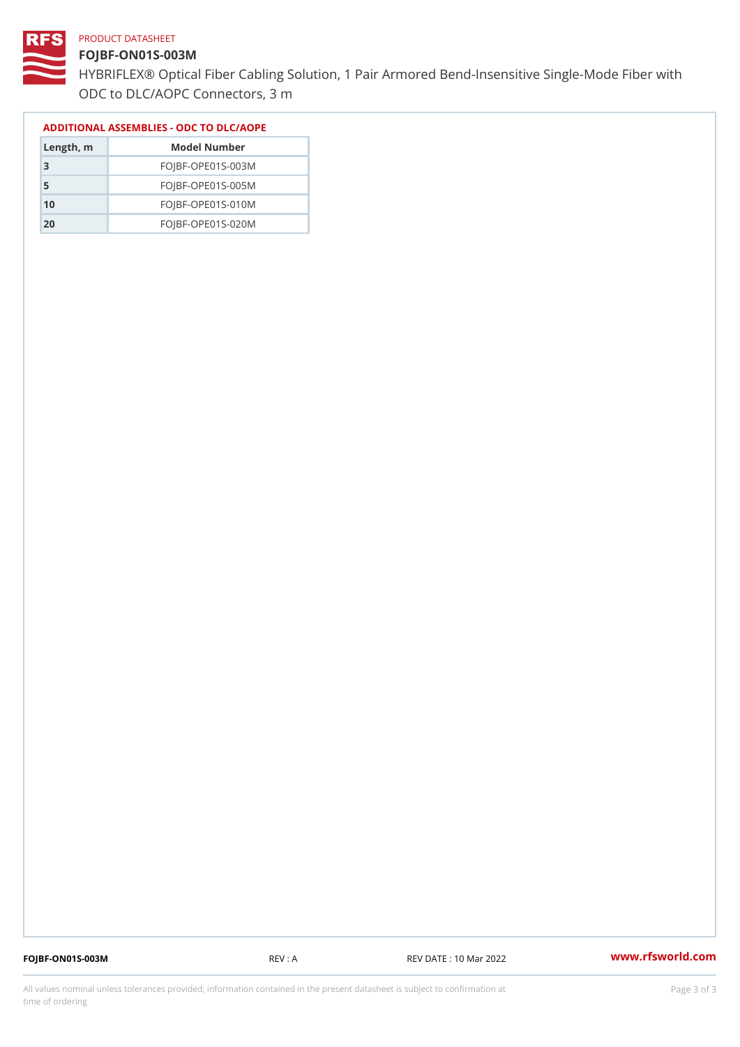PRODUCT DATASHEET

# FOJBF-ON01S-003M

HYBRIFLEX® Optical Fiber Cabling Solution, 1 Pair Armored Bend-Insensitive Single-Mode Fiber with ODC to DLC/AOPC Connectors, 3 m

## ADDITIONAL ASSEMBLIES - ODC TO DLC/AOPE

| Length, m | Model Number |
|---|---|
| 3 | FOJBF-OPE01S-003M |
| 5 | FOJBF-OPE01S-005M |
| 10 | FOJBF-OPE01S-010M |
| 20 | FOJBF-OPE01S-020M |

All values nominal unless tolerances provided; information contained in the present datasheet is subject to confirmation at time of ordering